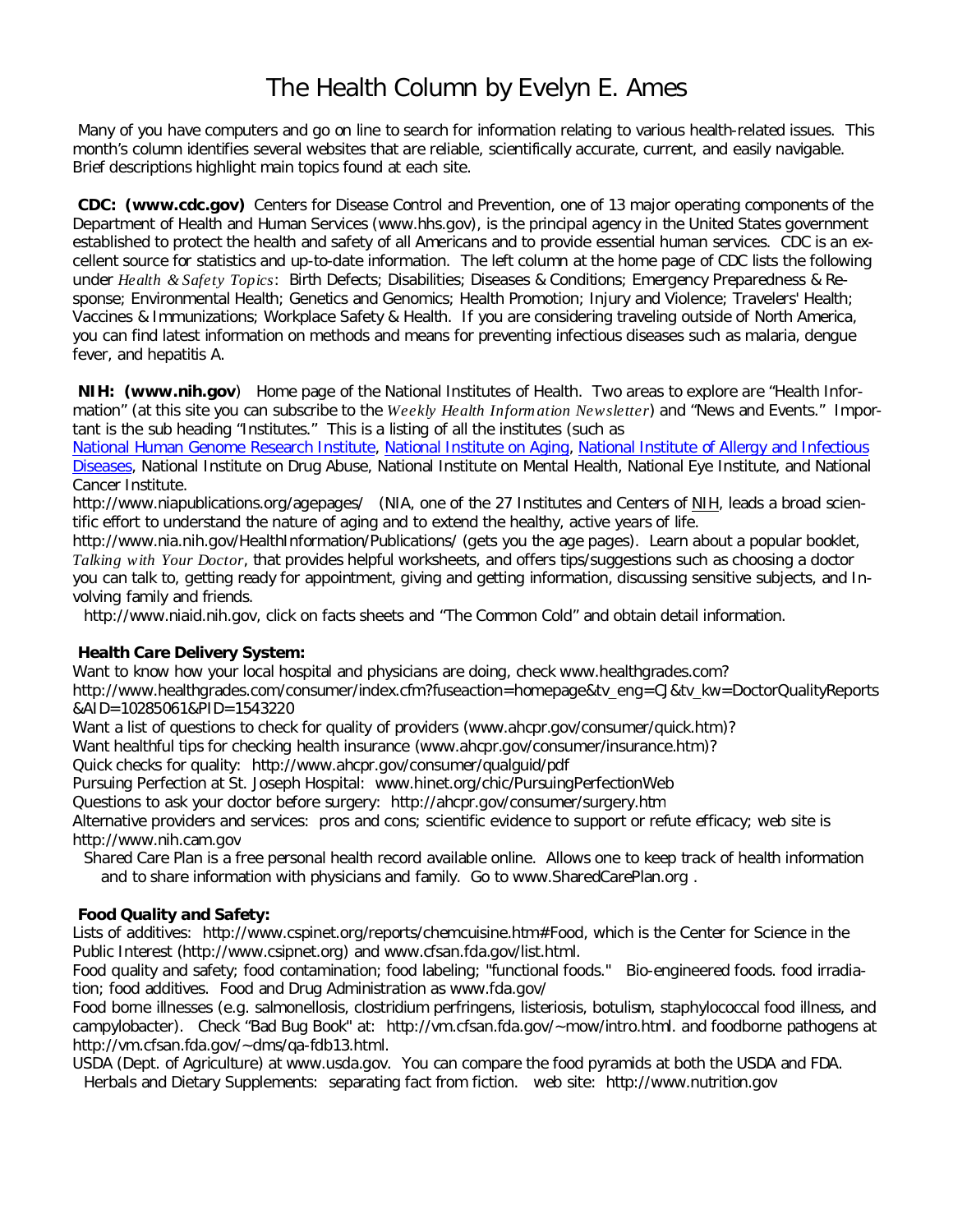# The Health Column by Evelyn E. Ames

Many of you have computers and go on line to search for information relating to various health-related issues. This month's column identifies several websites that are reliable, scientifically accurate, current, and easily navigable. Brief descriptions highlight main topics found at each site.

**CDC: (www.cdc.gov)** Centers for Disease Control and Prevention, one of 13 major operating components of the Department of Health and Human Services (www.hhs.gov), is the principal agency in the United States government established to protect the health and safety of all Americans and to provide essential human services. CDC is an excellent source for statistics and up-to-date information. The left column at the home page of CDC lists the following under *Health & Safety Topics*: Birth Defects; Disabilities; Diseases & Conditions; Emergency Preparedness & Response; Environmental Health; Genetics and Genomics; Health Promotion; Injury and Violence; Travelers' Health; Vaccines & Immunizations; Workplace Safety & Health. If you are considering traveling outside of North America, you can find latest information on methods and means for preventing infectious diseases such as malaria, dengue fever, and hepatitis A.

**NIH: (www.nih.gov**) Home page of the National Institutes of Health. Two areas to explore are "Health Information" (at this site you can subscribe to the *Weekly Health Information Newsletter*) and "News and Events." Important is the sub heading "Institutes." This is a listing of all the institutes (such as National Human Genome Research Institute, National Institute on Aging, National Institute of Allergy and Infectious Diseases, National Institute on Drug Abuse, National Institute on Mental Health, National Eye Institute, and National Cancer Institute.

http://www.niapublications.org/agepages/ (NIA, one of the 27 Institutes and Centers of NIH, leads a broad scientific effort to understand the nature of aging and to extend the healthy, active years of life.

http://www.nia.nih.gov/HealthInformation/Publications/ (gets you the age pages). Learn about a popular booklet, *Talking with Your Doctor*, that provides helpful worksheets, and offers tips/suggestions such as choosing a doctor you can talk to, getting ready for appointment, giving and getting information, discussing sensitive subjects, and Involving family and friends.

http://www.niaid.nih.gov, click on facts sheets and "The Common Cold" and obtain detail information.

**Health Care Delivery System:**

Want to know how your local hospital and physicians are doing, check www.healthgrades.com?
http://www.healthgrades.com/consumer/index.cfm?fuseaction=homepage&tv_eng=CJ&tv_kw=DoctorQualityReports&AID=10285061&PID=1543220

Want a list of questions to check for quality of providers (www.ahcpr.gov/consumer/quick.htm)?

Want healthful tips for checking health insurance (www.ahcpr.gov/consumer/insurance.htm)?

Quick checks for quality: http://www.ahcpr.gov/consumer/qualguid/pdf

Pursuing Perfection at St. Joseph Hospital: www.hinet.org/chic/PursuingPerfectionWeb

Questions to ask your doctor before surgery: http://ahcpr.gov/consumer/surgery.htm

Alternative providers and services: pros and cons; scientific evidence to support or refute efficacy; web site is http://www.nih.cam.gov

Shared Care Plan is a free personal health record available online. Allows one to keep track of health information and to share information with physicians and family. Go to www.SharedCarePlan.org .

**Food Quality and Safety:**

Lists of additives: http://www.cspinet.org/reports/chemcuisine.htm#Food, which is the Center for Science in the Public Interest (http://www.csipnet.org) and www.cfsan.fda.gov/list.html.

Food quality and safety; food contamination; food labeling; "functional foods." Bio-engineered foods. food irradiation; food additives. Food and Drug Administration as www.fda.gov/

Food borne illnesses (e.g. salmonellosis, clostridium perfringens, listeriosis, botulism, staphylococcal food illness, and campylobacter). Check "Bad Bug Book" at: http://vm.cfsan.fda.gov/~mow/intro.html. and foodborne pathogens at http://vm.cfsan.fda.gov/~dms/qa-fdb13.html.

USDA (Dept. of Agriculture) at www.usda.gov. You can compare the food pyramids at both the USDA and FDA.

Herbals and Dietary Supplements: separating fact from fiction. web site: http://www.nutrition.gov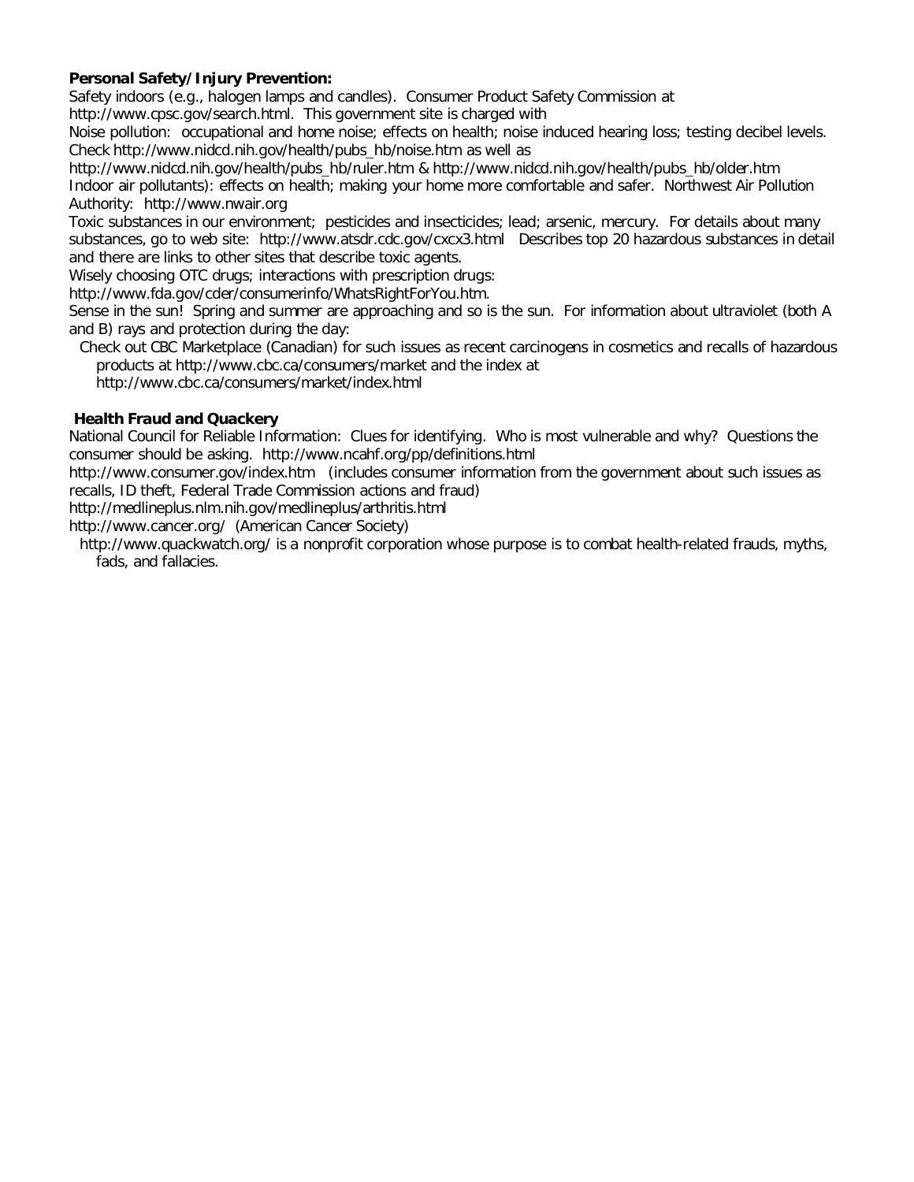**Personal Safety/Injury Prevention:**

Safety indoors (e.g., halogen lamps and candles). Consumer Product Safety Commission at http://www.cpsc.gov/search.html. This government site is charged with

Noise pollution: occupational and home noise; effects on health; noise induced hearing loss; testing decibel levels. Check http://www.nidcd.nih.gov/health/pubs_hb/noise.htm as well as http://www.nidcd.nih.gov/health/pubs_hb/ruler.htm & http://www.nidcd.nih.gov/health/pubs_hb/older.htm

Indoor air pollutants): effects on health; making your home more comfortable and safer. Northwest Air Pollution Authority: http://www.nwair.org

Toxic substances in our environment; pesticides and insecticides; lead; arsenic, mercury. For details about many substances, go to web site: http://www.atsdr.cdc.gov/cxcx3.html Describes top 20 hazardous substances in detail and there are links to other sites that describe toxic agents.

Wisely choosing OTC drugs; interactions with prescription drugs: http://www.fda.gov/cder/consumerinfo/WhatsRightForYou.htm.

Sense in the sun! Spring and summer are approaching and so is the sun. For information about ultraviolet (both A and B) rays and protection during the day:

Check out CBC Marketplace (Canadian) for such issues as recent carcinogens in cosmetics and recalls of hazardous products at http://www.cbc.ca/consumers/market and the index at http://www.cbc.ca/consumers/market/index.html

**Health Fraud and Quackery**

National Council for Reliable Information: Clues for identifying. Who is most vulnerable and why? Questions the consumer should be asking. http://www.ncahf.org/pp/definitions.html

http://www.consumer.gov/index.htm (includes consumer information from the government about such issues as recalls, ID theft, Federal Trade Commission actions and fraud)

http://medlineplus.nlm.nih.gov/medlineplus/arthritis.html

http://www.cancer.org/ (American Cancer Society)

http://www.quackwatch.org/ is a nonprofit corporation whose purpose is to combat health-related frauds, myths, fads, and fallacies.